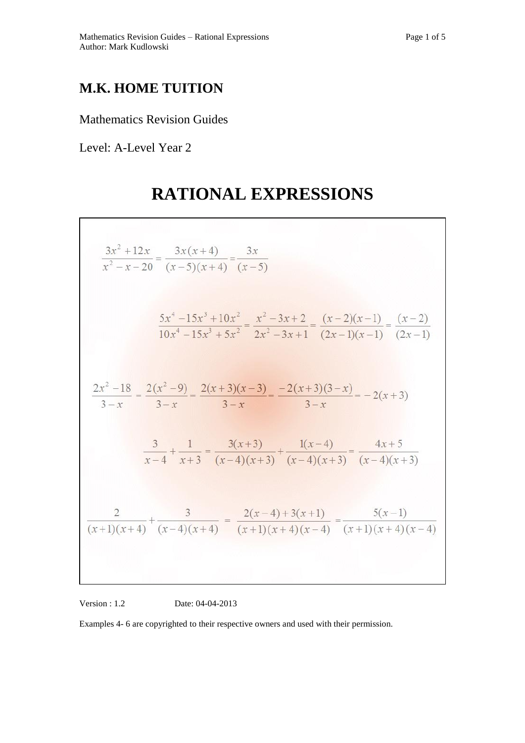# M.K. HOME TUITION

Mathematics Revision Guides

Level: A-Level Year 2

# RATIONAL EXPRESSIONS

$$\frac{3x^2+12x}{x^2-x-20} = \frac{3x(x+4)}{(x-5)(x+4)} = \frac{3x}{(x-5)}$$

$$\frac{5x^4-15x^3+10x^2}{10x^4-15x^3+5x^2} = \frac{x^2-3x+2}{2x^2-3x+1} = \frac{(x-2)(x-1)}{(2x-1)(x-1)} = \frac{(x-2)}{(2x-1)}$$

$$\frac{2x^2-18}{3-x} = \frac{2(x^2-9)}{3-x} = \frac{2(x+3)(x-3)}{3-x} = \frac{-2(x+3)(3-x)}{3-x} = -2(x+3)$$

$$\frac{3}{x-4} + \frac{1}{x+3} = \frac{3(x+3)}{(x-4)(x+3)} + \frac{1(x-4)}{(x-4)(x+3)} = \frac{4x+5}{(x-4)(x+3)}$$

$$\frac{2}{(x+1)(x+4)} + \frac{3}{(x-4)(x+4)} = \frac{2(x-4)+3(x+1)}{(x+1)(x+4)(x-4)} = \frac{5(x-1)}{(x+1)(x+4)(x-4)}$$

Version : 1.2 Date: 04-04-2013

Examples 4- 6 are copyrighted to their respective owners and used with their permission.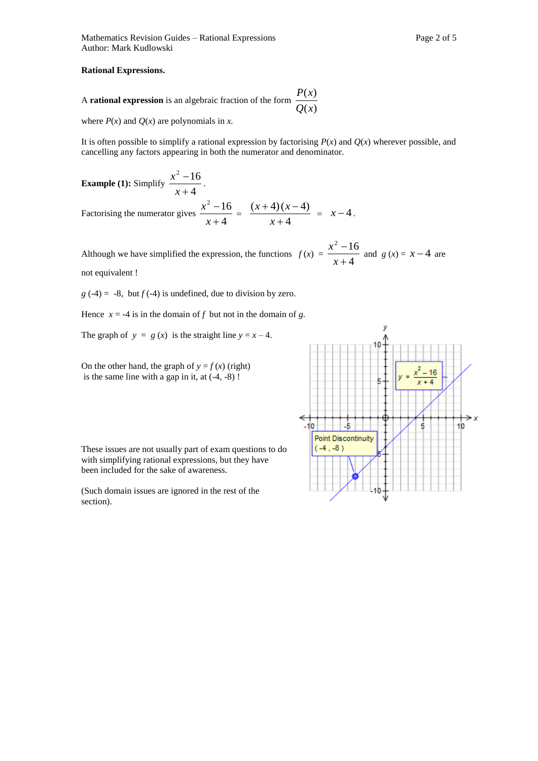**Rational Expressions.**

A **rational expression** is an algebraic fraction of the form $\dfrac{P(x)}{Q(x)}$

where $P(x)$ and $Q(x)$ are polynomials in $x$.

It is often possible to simplify a rational expression by factorising $P(x)$ and $Q(x)$ wherever possible, and cancelling any factors appearing in both the numerator and denominator.

**Example (1):** Simplify $\dfrac{x^2 - 16}{x + 4}$.

Factorising the numerator gives $\dfrac{x^2 - 16}{x + 4} = \dfrac{(x+4)(x-4)}{x+4} = x - 4$.

Although we have simplified the expression, the functions $f(x) = \dfrac{x^2 - 16}{x + 4}$ and $g(x) = x - 4$ are not equivalent !

$g(-4) = -8$, but $f(-4)$ is undefined, due to division by zero.

Hence $x = -4$ is in the domain of $f$ but not in the domain of $g$.

The graph of $y = g(x)$ is the straight line $y = x - 4$.

On the other hand, the graph of $y = f(x)$ (right) is the same line with a gap in it, at (-4, -8) !

These issues are not usually part of exam questions to do with simplifying rational expressions, but they have been included for the sake of awareness.

(Such domain issues are ignored in the rest of the section).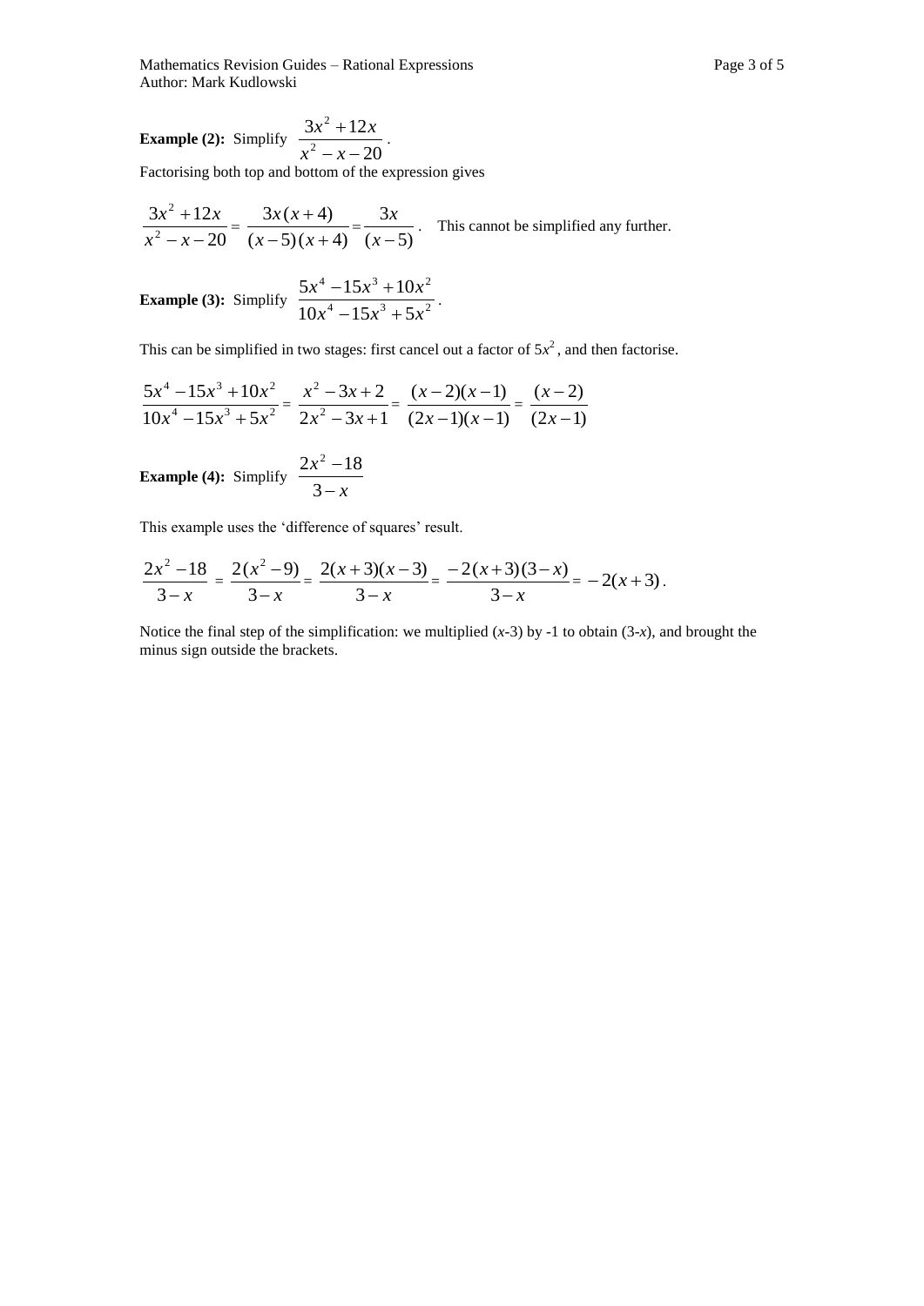**Example (2):** Simplify $\dfrac{3x^2 + 12x}{x^2 - x - 20}$.

Factorising both top and bottom of the expression gives

$$\frac{3x^2 + 12x}{x^2 - x - 20} = \frac{3x(x+4)}{(x-5)(x+4)} = \frac{3x}{(x-5)}.$$

This cannot be simplified any further.

**Example (3):** Simplify $\dfrac{5x^4 - 15x^3 + 10x^2}{10x^4 - 15x^3 + 5x^2}$.

This can be simplified in two stages: first cancel out a factor of $5x^2$, and then factorise.

$$\frac{5x^4 - 15x^3 + 10x^2}{10x^4 - 15x^3 + 5x^2} = \frac{x^2 - 3x + 2}{2x^2 - 3x + 1} = \frac{(x-2)(x-1)}{(2x-1)(x-1)} = \frac{(x-2)}{(2x-1)}$$

**Example (4):** Simplify $\dfrac{2x^2 - 18}{3 - x}$

This example uses the 'difference of squares' result.

$$\frac{2x^2 - 18}{3 - x} = \frac{2(x^2 - 9)}{3 - x} = \frac{2(x+3)(x-3)}{3 - x} = \frac{-2(x+3)(3-x)}{3 - x} = -2(x+3).$$

Notice the final step of the simplification: we multiplied ($x$-3) by -1 to obtain (3-$x$), and brought the minus sign outside the brackets.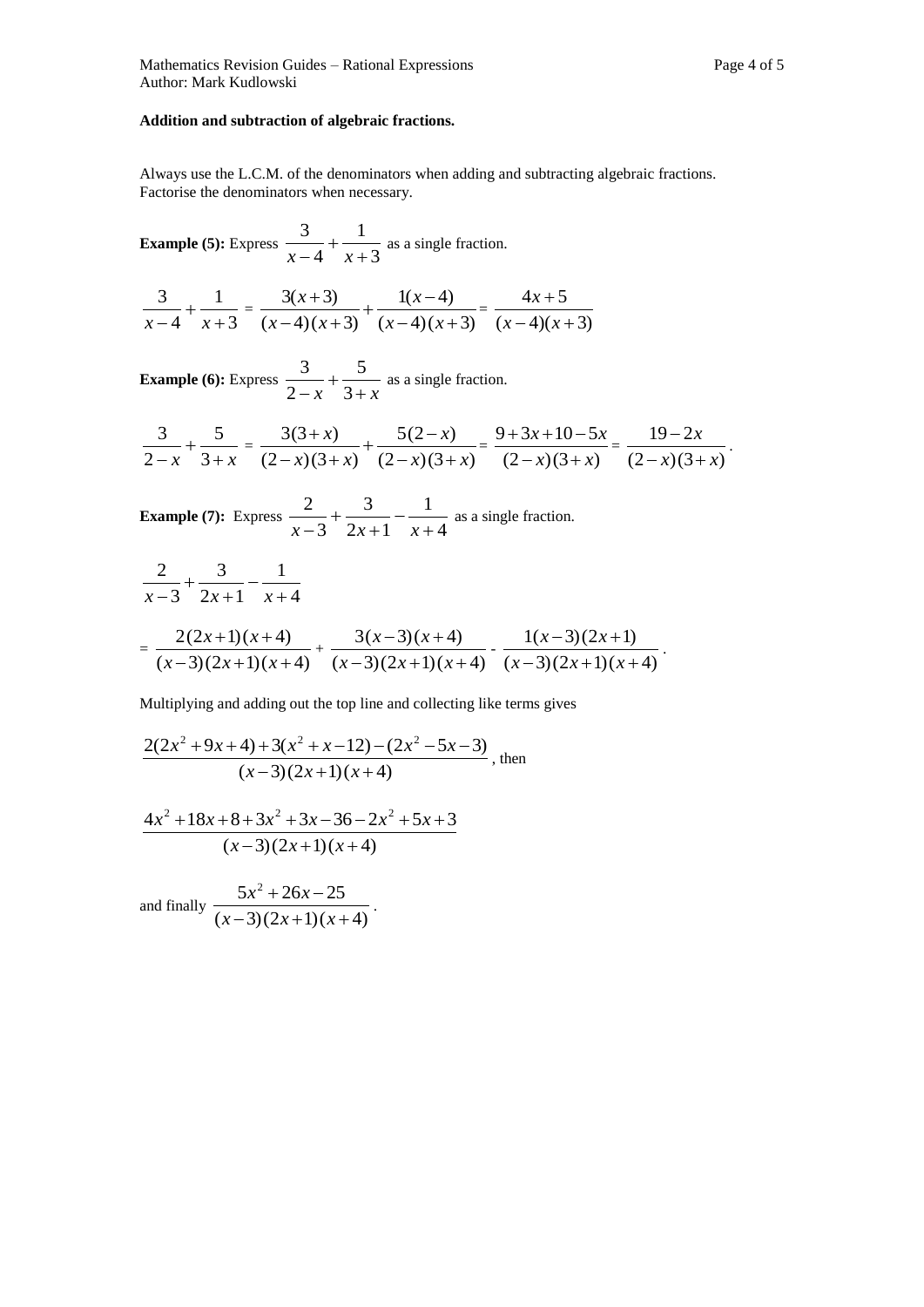**Addition and subtraction of algebraic fractions.**

Always use the L.C.M. of the denominators when adding and subtracting algebraic fractions. Factorise the denominators when necessary.

**Example (5):** Express $\frac{3}{x-4}+\frac{1}{x+3}$ as a single fraction.

$$\frac{3}{x-4}+\frac{1}{x+3} = \frac{3(x+3)}{(x-4)(x+3)}+\frac{1(x-4)}{(x-4)(x+3)} = \frac{4x+5}{(x-4)(x+3)}$$

**Example (6):** Express $\frac{3}{2-x}+\frac{5}{3+x}$ as a single fraction.

$$\frac{3}{2-x}+\frac{5}{3+x} = \frac{3(3+x)}{(2-x)(3+x)}+\frac{5(2-x)}{(2-x)(3+x)} = \frac{9+3x+10-5x}{(2-x)(3+x)} = \frac{19-2x}{(2-x)(3+x)}.$$

**Example (7):** Express $\frac{2}{x-3}+\frac{3}{2x+1}-\frac{1}{x+4}$ as a single fraction.

$$\frac{2}{x-3}+\frac{3}{2x+1}-\frac{1}{x+4}$$

$$= \frac{2(2x+1)(x+4)}{(x-3)(2x+1)(x+4)} + \frac{3(x-3)(x+4)}{(x-3)(2x+1)(x+4)} - \frac{1(x-3)(2x+1)}{(x-3)(2x+1)(x+4)}.$$

Multiplying and adding out the top line and collecting like terms gives

$$\frac{2(2x^2+9x+4)+3(x^2+x-12)-(2x^2-5x-3)}{(x-3)(2x+1)(x+4)}, \text{ then}$$

$$\frac{4x^2+18x+8+3x^2+3x-36-2x^2+5x+3}{(x-3)(2x+1)(x+4)}$$

and finally $\frac{5x^2+26x-25}{(x-3)(2x+1)(x+4)}$.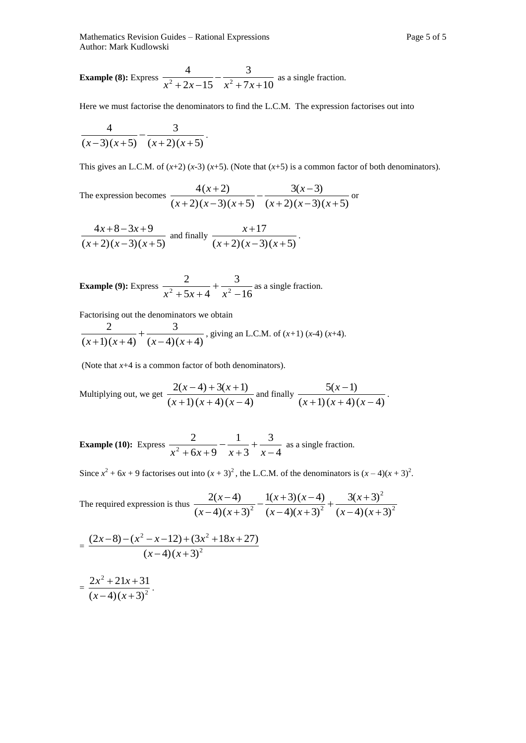**Example (8):** Express $\frac{4}{x^2+2x-15}-\frac{3}{x^2+7x+10}$ as a single fraction.

Here we must factorise the denominators to find the L.C.M. The expression factorises out into

$$\frac{4}{(x-3)(x+5)}-\frac{3}{(x+2)(x+5)}.$$

This gives an L.C.M. of ($x$+2) ($x$-3) ($x$+5). (Note that ($x$+5) is a common factor of both denominators).

The expression becomes $\frac{4(x+2)}{(x+2)(x-3)(x+5)}-\frac{3(x-3)}{(x+2)(x-3)(x+5)}$ or

$\frac{4x+8-3x+9}{(x+2)(x-3)(x+5)}$ and finally $\frac{x+17}{(x+2)(x-3)(x+5)}$.

**Example (9):** Express $\frac{2}{x^2+5x+4}+\frac{3}{x^2-16}$ as a single fraction.

Factorising out the denominators we obtain

$\frac{2}{(x+1)(x+4)}+\frac{3}{(x-4)(x+4)}$, giving an L.C.M. of ($x$+1) ($x$-4) ($x$+4).

(Note that $x$+4 is a common factor of both denominators).

Multiplying out, we get $\frac{2(x-4)+3(x+1)}{(x+1)(x+4)(x-4)}$ and finally $\frac{5(x-1)}{(x+1)(x+4)(x-4)}$.

**Example (10):** Express $\frac{2}{x^2+6x+9}-\frac{1}{x+3}+\frac{3}{x-4}$ as a single fraction.

Since $x^2 + 6x + 9$ factorises out into $(x + 3)^2$, the L.C.M. of the denominators is $(x - 4)(x + 3)^2$.

The required expression is thus $\frac{2(x-4)}{(x-4)(x+3)^2}-\frac{1(x+3)(x-4)}{(x-4)(x+3)^2}+\frac{3(x+3)^2}{(x-4)(x+3)^2}$

$$= \frac{(2x-8)-(x^2-x-12)+(3x^2+18x+27)}{(x-4)(x+3)^2}$$

$$= \frac{2x^2+21x+31}{(x-4)(x+3)^2}.$$